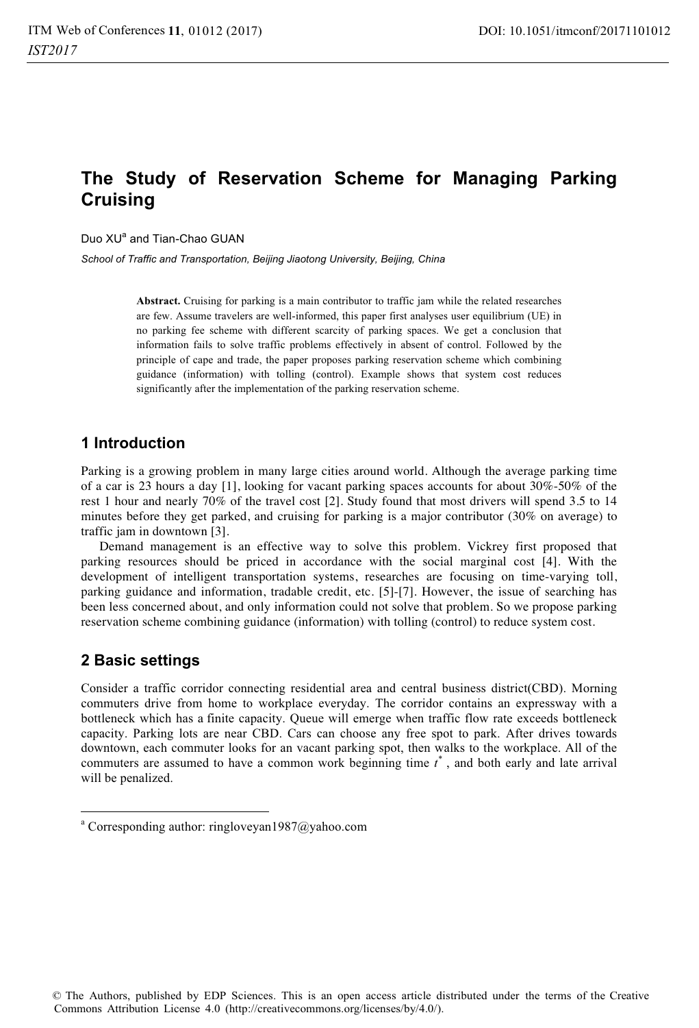# The Study of Reservation Scheme for Managing Parking Cruising

Duo XU[a] and Tian-Chao GUAN

*School of Traffic and Transportation, Beijing Jiaotong University, Beijing, China*

**Abstract.** Cruising for parking is a main contributor to traffic jam while the related researches are few. Assume travelers are well-informed, this paper first analyses user equilibrium (UE) in no parking fee scheme with different scarcity of parking spaces. We get a conclusion that information fails to solve traffic problems effectively in absent of control. Followed by the principle of cape and trade, the paper proposes parking reservation scheme which combining guidance (information) with tolling (control). Example shows that system cost reduces significantly after the implementation of the parking reservation scheme.

## 1 Introduction

Parking is a growing problem in many large cities around world. Although the average parking time of a car is 23 hours a day [1], looking for vacant parking spaces accounts for about 30%-50% of the rest 1 hour and nearly 70% of the travel cost [2]. Study found that most drivers will spend 3.5 to 14 minutes before they get parked, and cruising for parking is a major contributor (30% on average) to traffic jam in downtown [3].

Demand management is an effective way to solve this problem. Vickrey first proposed that parking resources should be priced in accordance with the social marginal cost [4]. With the development of intelligent transportation systems, researches are focusing on time-varying toll, parking guidance and information, tradable credit, etc. [5]-[7]. However, the issue of searching has been less concerned about, and only information could not solve that problem. So we propose parking reservation scheme combining guidance (information) with tolling (control) to reduce system cost.

## 2 Basic settings

Consider a traffic corridor connecting residential area and central business district(CBD). Morning commuters drive from home to workplace everyday. The corridor contains an expressway with a bottleneck which has a finite capacity. Queue will emerge when traffic flow rate exceeds bottleneck capacity. Parking lots are near CBD. Cars can choose any free spot to park. After drives towards downtown, each commuter looks for an vacant parking spot, then walks to the workplace. All of the commuters are assumed to have a common work beginning time $t^*$ , and both early and late arrival will be penalized.

---

[a] Corresponding author: ringloveyan1987@yahoo.com

© The Authors, published by EDP Sciences. This is an open access article distributed under the terms of the Creative Commons Attribution License 4.0 (http://creativecommons.org/licenses/by/4.0/).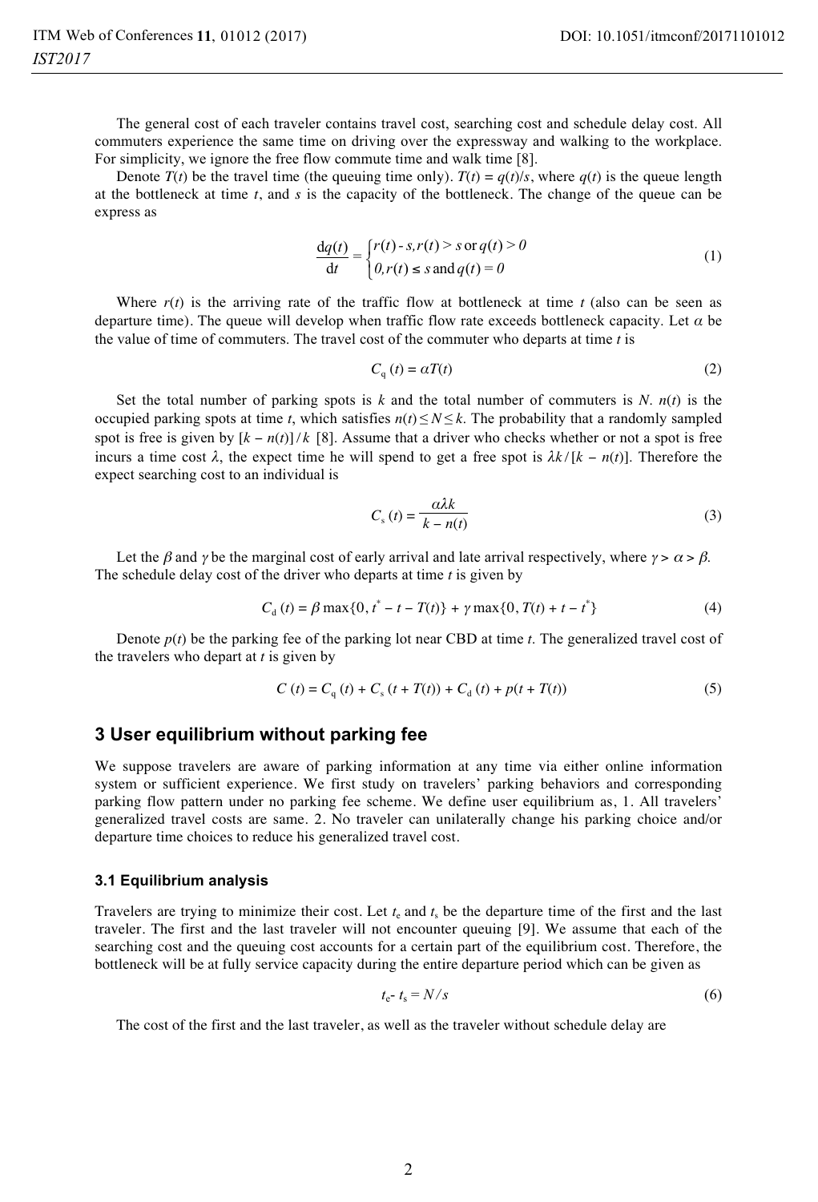The general cost of each traveler contains travel cost, searching cost and schedule delay cost. All commuters experience the same time on driving over the expressway and walking to the workplace. For simplicity, we ignore the free flow commute time and walk time [8].

Denote $T(t)$ be the travel time (the queuing time only). $T(t) = q(t)/s$, where $q(t)$ is the queue length at the bottleneck at time $t$, and $s$ is the capacity of the bottleneck. The change of the queue can be express as

$$\frac{\mathrm{d}q(t)}{\mathrm{d}t} = \begin{cases} r(t) - s, r(t) > s \text{ or } q(t) > 0 \\ 0, r(t) \leq s \text{ and } q(t) = 0 \end{cases} \tag{1}$$

Where $r(t)$ is the arriving rate of the traffic flow at bottleneck at time $t$ (also can be seen as departure time). The queue will develop when traffic flow rate exceeds bottleneck capacity. Let $\alpha$ be the value of time of commuters. The travel cost of the commuter who departs at time $t$ is

$$C_{\mathrm{q}}(t) = \alpha T(t) \tag{2}$$

Set the total number of parking spots is $k$ and the total number of commuters is $N$. $n(t)$ is the occupied parking spots at time $t$, which satisfies $n(t) \leq N \leq k$. The probability that a randomly sampled spot is free is given by $[k - n(t)]/k$ [8]. Assume that a driver who checks whether or not a spot is free incurs a time cost $\lambda$, the expect time he will spend to get a free spot is $\lambda k/[k - n(t)]$. Therefore the expect searching cost to an individual is

$$C_{\mathrm{s}}(t) = \frac{\alpha\lambda k}{k - n(t)} \tag{3}$$

Let the $\beta$ and $\gamma$ be the marginal cost of early arrival and late arrival respectively, where $\gamma > \alpha > \beta$. The schedule delay cost of the driver who departs at time $t$ is given by

$$C_{\mathrm{d}}(t) = \beta \max\{0, t^* - t - T(t)\} + \gamma \max\{0, T(t) + t - t^*\} \tag{4}$$

Denote $p(t)$ be the parking fee of the parking lot near CBD at time $t$. The generalized travel cost of the travelers who depart at $t$ is given by

$$C(t) = C_{\mathrm{q}}(t) + C_{\mathrm{s}}(t + T(t)) + C_{\mathrm{d}}(t) + p(t + T(t)) \tag{5}$$

## 3 User equilibrium without parking fee

We suppose travelers are aware of parking information at any time via either online information system or sufficient experience. We first study on travelers' parking behaviors and corresponding parking flow pattern under no parking fee scheme. We define user equilibrium as, 1. All travelers' generalized travel costs are same. 2. No traveler can unilaterally change his parking choice and/or departure time choices to reduce his generalized travel cost.

### 3.1 Equilibrium analysis

Travelers are trying to minimize their cost. Let $t_{\mathrm{e}}$ and $t_{\mathrm{s}}$ be the departure time of the first and the last traveler. The first and the last traveler will not encounter queuing [9]. We assume that each of the searching cost and the queuing cost accounts for a certain part of the equilibrium cost. Therefore, the bottleneck will be at fully service capacity during the entire departure period which can be given as

$$t_{\mathrm{e}} - t_{\mathrm{s}} = N/s \tag{6}$$

The cost of the first and the last traveler, as well as the traveler without schedule delay are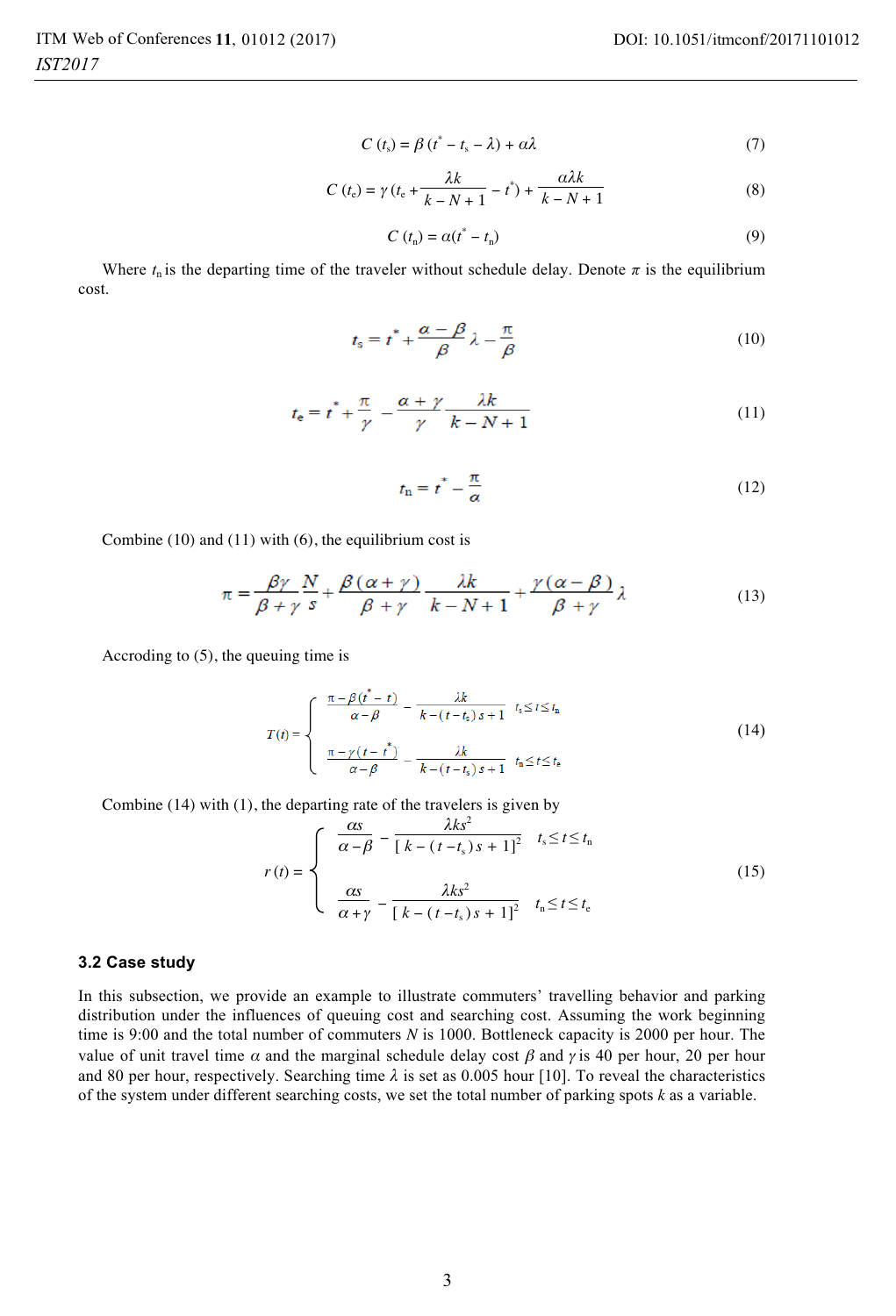$$C\ (t_s) = \beta\,(t^* - t_s - \lambda) + \alpha\lambda \tag{7}$$

$$C\ (t_e) = \gamma\,(t_e + \frac{\lambda k}{k - N + 1} - t^*) + \frac{\alpha\lambda k}{k - N + 1} \tag{8}$$

$$C\ (t_n) = \alpha(t^* - t_n) \tag{9}$$

Where $t_n$ is the departing time of the traveler without schedule delay. Denote $\pi$ is the equilibrium cost.

$$t_s = t^* + \frac{\alpha - \beta}{\beta}\lambda - \frac{\pi}{\beta} \tag{10}$$

$$t_e = t^* + \frac{\pi}{\gamma} - \frac{\alpha + \gamma}{\gamma}\frac{\lambda k}{k - N + 1} \tag{11}$$

$$t_n = t^* - \frac{\pi}{\alpha} \tag{12}$$

Combine (10) and (11) with (6), the equilibrium cost is

$$\pi = \frac{\beta\gamma}{\beta + \gamma}\frac{N}{s} + \frac{\beta(\alpha + \gamma)}{\beta + \gamma}\frac{\lambda k}{k - N + 1} + \frac{\gamma(\alpha - \beta)}{\beta + \gamma}\lambda \tag{13}$$

Accroding to (5), the queuing time is

$$T(t) = \begin{cases} \dfrac{\pi - \beta(t^* - t)}{\alpha - \beta} - \dfrac{\lambda k}{k - (t - t_s)\,s + 1} & t_s \le t \le t_n \\[2ex] \dfrac{\pi - \gamma(t - t^*)}{\alpha - \beta} - \dfrac{\lambda k}{k - (t - t_s)\,s + 1} & t_n \le t \le t_e \end{cases} \tag{14}$$

Combine (14) with (1), the departing rate of the travelers is given by

$$r(t) = \begin{cases} \dfrac{\alpha s}{\alpha - \beta} - \dfrac{\lambda k s^2}{[\,k - (t - t_s)\,s + 1]^2} & t_s \le t \le t_n \\[2ex] \dfrac{\alpha s}{\alpha + \gamma} - \dfrac{\lambda k s^2}{[\,k - (t - t_s)\,s + 1]^2} & t_n \le t \le t_e \end{cases} \tag{15}$$

### 3.2 Case study

In this subsection, we provide an example to illustrate commuters' travelling behavior and parking distribution under the influences of queuing cost and searching cost. Assuming the work beginning time is 9:00 and the total number of commuters $N$ is 1000. Bottleneck capacity is 2000 per hour. The value of unit travel time $\alpha$ and the marginal schedule delay cost $\beta$ and $\gamma$ is 40 per hour, 20 per hour and 80 per hour, respectively. Searching time $\lambda$ is set as 0.005 hour [10]. To reveal the characteristics of the system under different searching costs, we set the total number of parking spots $k$ as a variable.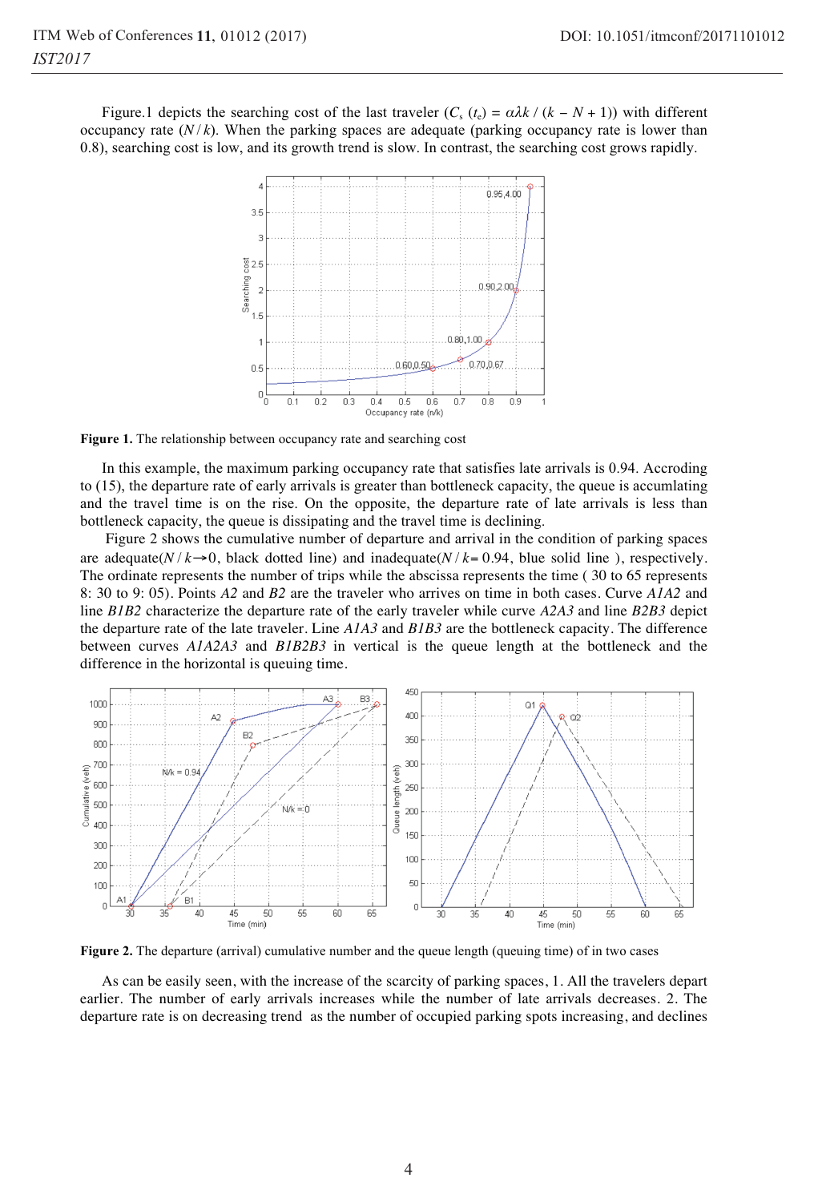Figure.1 depicts the searching cost of the last traveler ($C_s\ (t_e) = \alpha\lambda k\ /\ (k - N + 1)$) with different occupancy rate ($N / k$). When the parking spaces are adequate (parking occupancy rate is lower than 0.8), searching cost is low, and its growth trend is slow. In contrast, the searching cost grows rapidly.

**Figure 1.** The relationship between occupancy rate and searching cost

In this example, the maximum parking occupancy rate that satisfies late arrivals is 0.94. Accroding to (15), the departure rate of early arrivals is greater than bottleneck capacity, the queue is accumulating and the travel time is on the rise. On the opposite, the departure rate of late arrivals is less than bottleneck capacity, the queue is dissipating and the travel time is declining.

Figure 2 shows the cumulative number of departure and arrival in the condition of parking spaces are adequate($N / k \rightarrow 0$, black dotted line) and inadequate($N / k = 0.94$, blue solid line ), respectively. The ordinate represents the number of trips while the abscissa represents the time ( 30 to 65 represents 8: 30 to 9: 05). Points *A2* and *B2* are the traveler who arrives on time in both cases. Curve *A1A2* and line *B1B2* characterize the departure rate of the early traveler while curve *A2A3* and line *B2B3* depict the departure rate of the late traveler. Line *A1A3* and *B1B3* are the bottleneck capacity. The difference between curves *A1A2A3* and *B1B2B3* in vertical is the queue length at the bottleneck and the difference in the horizontal is queuing time.

**Figure 2.** The departure (arrival) cumulative number and the queue length (queuing time) of in two cases

As can be easily seen, with the increase of the scarcity of parking spaces, 1. All the travelers depart earlier. The number of early arrivals increases while the number of late arrivals decreases. 2. The departure rate is on decreasing trend as the number of occupied parking spots increasing, and declines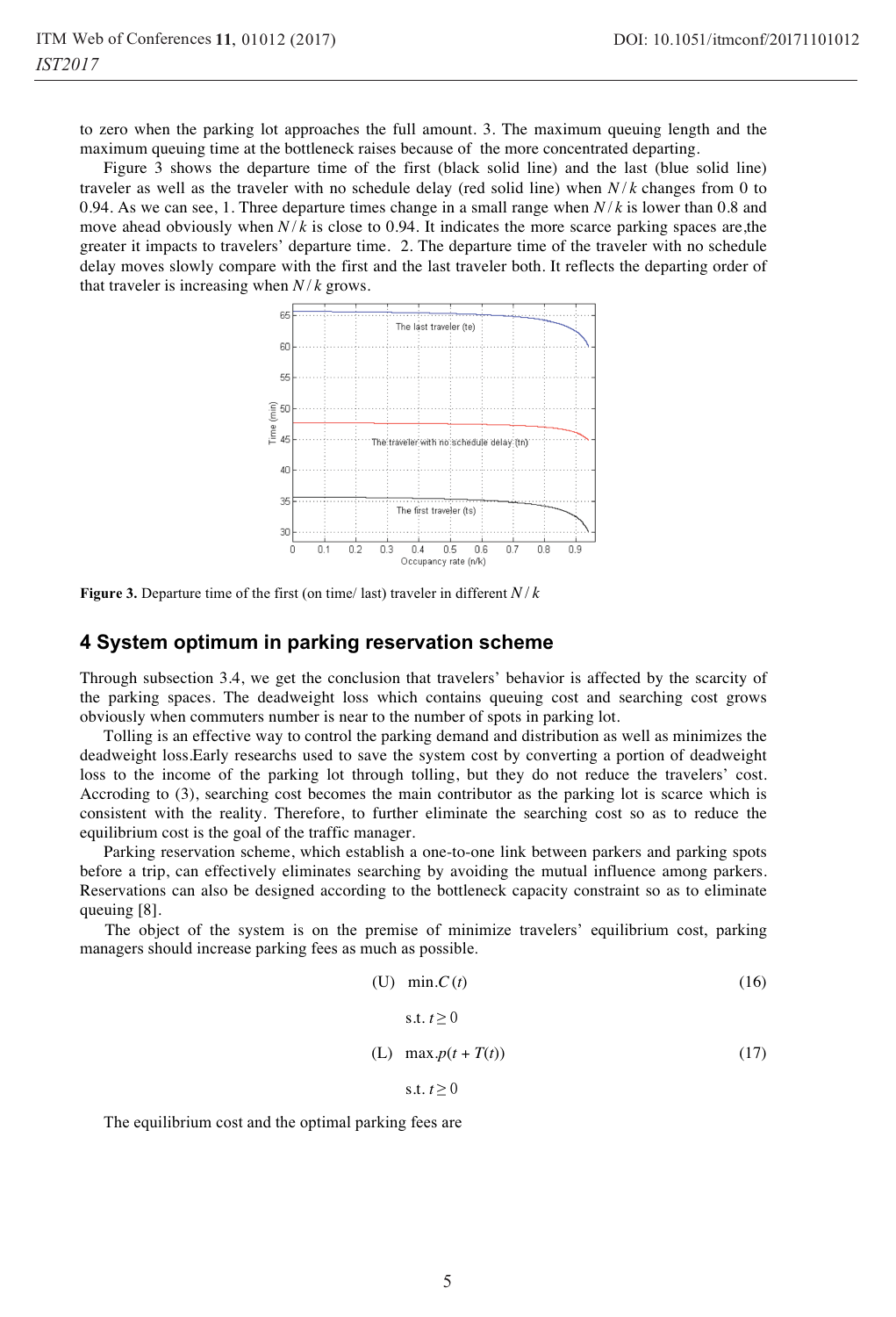to zero when the parking lot approaches the full amount. 3. The maximum queuing length and the maximum queuing time at the bottleneck raises because of the more concentrated departing.

Figure 3 shows the departure time of the first (black solid line) and the last (blue solid line) traveler as well as the traveler with no schedule delay (red solid line) when $N/k$ changes from 0 to 0.94. As we can see, 1. Three departure times change in a small range when $N/k$ is lower than 0.8 and move ahead obviously when $N/k$ is close to 0.94. It indicates the more scarce parking spaces are,the greater it impacts to travelers' departure time. 2. The departure time of the traveler with no schedule delay moves slowly compare with the first and the last traveler both. It reflects the departing order of that traveler is increasing when $N/k$ grows.

**Figure 3.** Departure time of the first (on time/ last) traveler in different $N/k$

## 4 System optimum in parking reservation scheme

Through subsection 3.4, we get the conclusion that travelers' behavior is affected by the scarcity of the parking spaces. The deadweight loss which contains queuing cost and searching cost grows obviously when commuters number is near to the number of spots in parking lot.

Tolling is an effective way to control the parking demand and distribution as well as minimizes the deadweight loss.Early researchs used to save the system cost by converting a portion of deadweight loss to the income of the parking lot through tolling, but they do not reduce the travelers' cost. Accroding to (3), searching cost becomes the main contributor as the parking lot is scarce which is consistent with the reality. Therefore, to further eliminate the searching cost so as to reduce the equilibrium cost is the goal of the traffic manager.

Parking reservation scheme, which establish a one-to-one link between parkers and parking spots before a trip, can effectively eliminates searching by avoiding the mutual influence among parkers. Reservations can also be designed according to the bottleneck capacity constraint so as to eliminate queuing [8].

The object of the system is on the premise of minimize travelers' equilibrium cost, parking managers should increase parking fees as much as possible.

$$\text{(U)} \quad \min . C(t) \tag{16}$$

$$\text{s.t. } t \geq 0$$

$$\text{(L)} \quad \max . p(t + T(t)) \tag{17}$$

$$\text{s.t. } t \geq 0$$

The equilibrium cost and the optimal parking fees are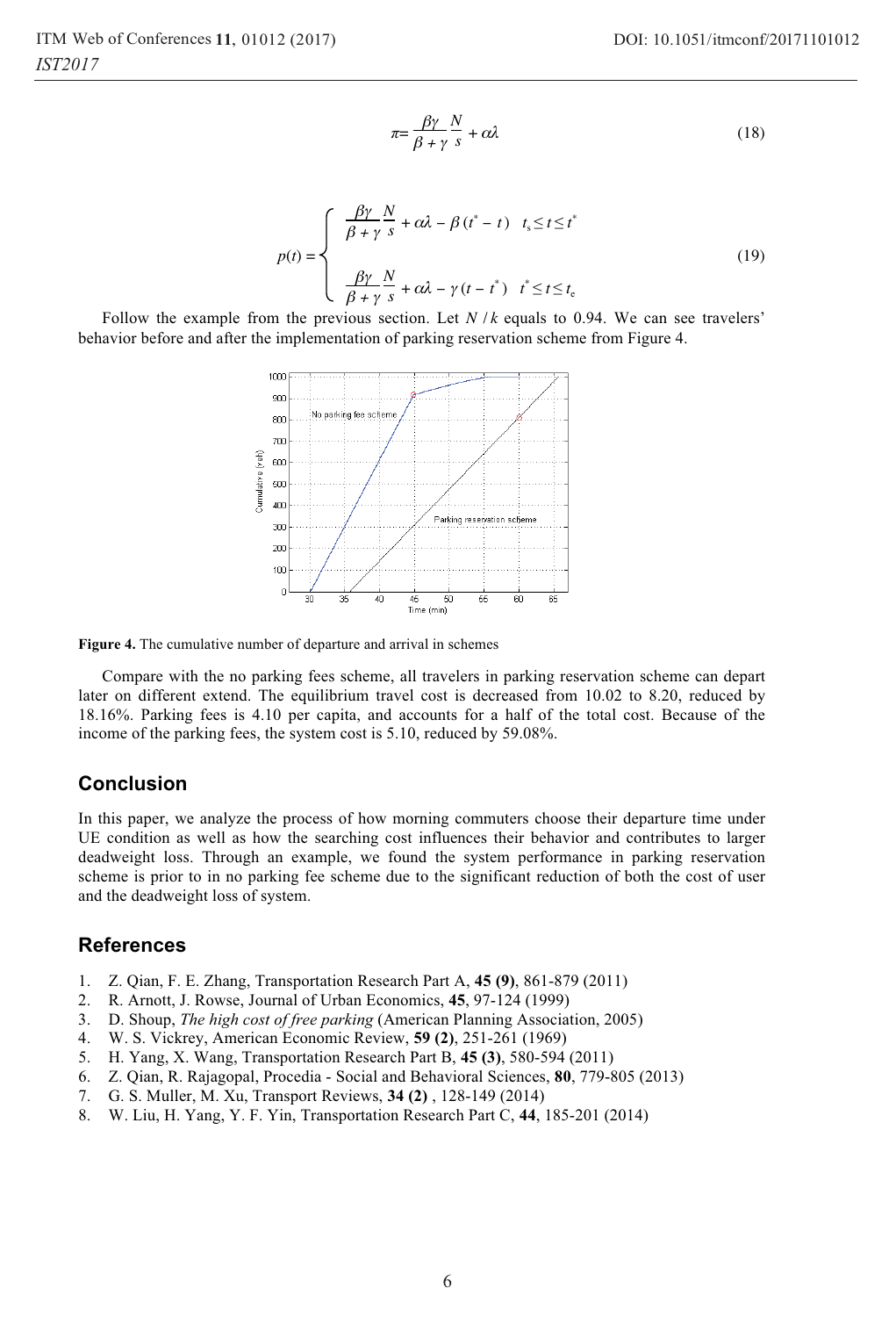$$\pi = \frac{\beta\gamma}{\beta+\gamma}\frac{N}{s} + \alpha\lambda \tag{18}$$

$$p(t) = \begin{cases} \dfrac{\beta\gamma}{\beta+\gamma}\dfrac{N}{s} + \alpha\lambda - \beta(t^* - t) & t_s \leq t \leq t^* \\[2ex] \dfrac{\beta\gamma}{\beta+\gamma}\dfrac{N}{s} + \alpha\lambda - \gamma(t - t^*) & t^* \leq t \leq t_e \end{cases} \tag{19}$$

Follow the example from the previous section. Let $N / k$ equals to 0.94. We can see travelers' behavior before and after the implementation of parking reservation scheme from Figure 4.

**Figure 4.** The cumulative number of departure and arrival in schemes

Compare with the no parking fees scheme, all travelers in parking reservation scheme can depart later on different extend. The equilibrium travel cost is decreased from 10.02 to 8.20, reduced by 18.16%. Parking fees is 4.10 per capita, and accounts for a half of the total cost. Because of the income of the parking fees, the system cost is 5.10, reduced by 59.08%.

## Conclusion

In this paper, we analyze the process of how morning commuters choose their departure time under UE condition as well as how the searching cost influences their behavior and contributes to larger deadweight loss. Through an example, we found the system performance in parking reservation scheme is prior to in no parking fee scheme due to the significant reduction of both the cost of user and the deadweight loss of system.

## References

1. Z. Qian, F. E. Zhang, Transportation Research Part A, **45 (9)**, 861-879 (2011)
2. R. Arnott, J. Rowse, Journal of Urban Economics, **45**, 97-124 (1999)
3. D. Shoup, *The high cost of free parking* (American Planning Association, 2005)
4. W. S. Vickrey, American Economic Review, **59 (2)**, 251-261 (1969)
5. H. Yang, X. Wang, Transportation Research Part B, **45 (3)**, 580-594 (2011)
6. Z. Qian, R. Rajagopal, Procedia - Social and Behavioral Sciences, **80**, 779-805 (2013)
7. G. S. Muller, M. Xu, Transport Reviews, **34 (2)** , 128-149 (2014)
8. W. Liu, H. Yang, Y. F. Yin, Transportation Research Part C, **44**, 185-201 (2014)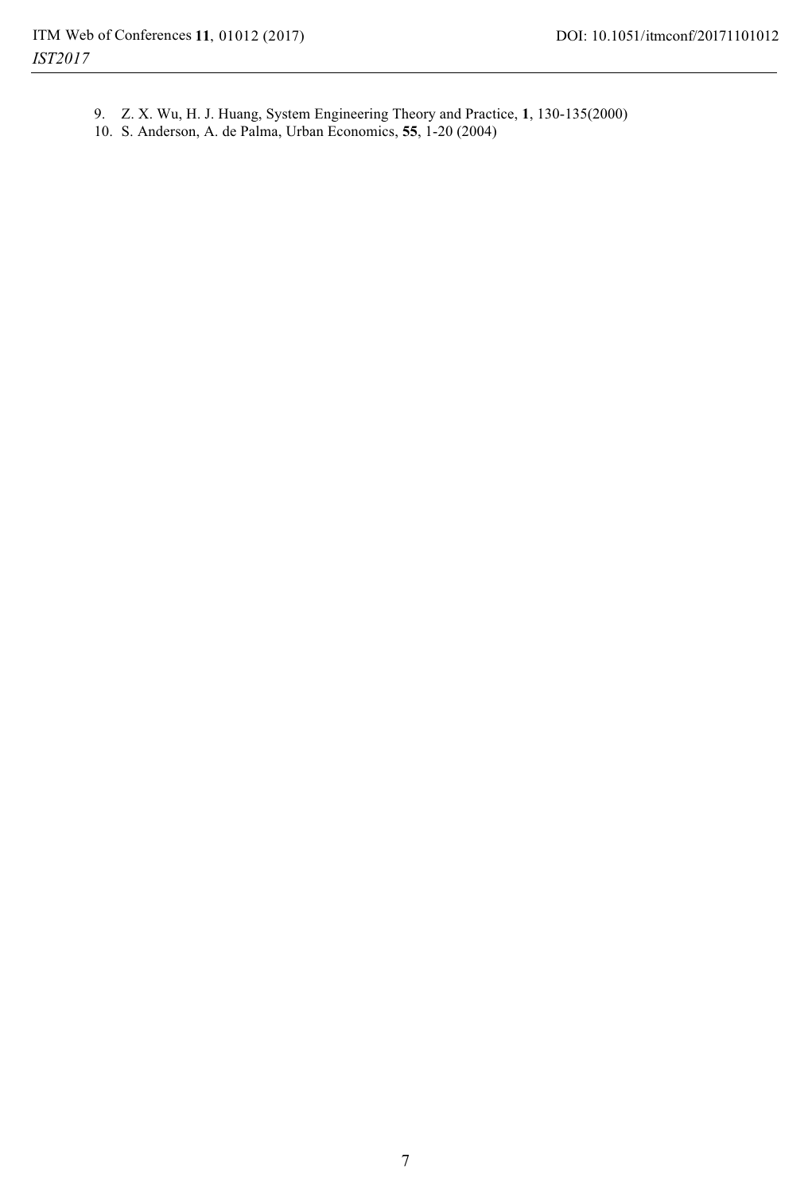9. Z. X. Wu, H. J. Huang, System Engineering Theory and Practice, **1**, 130-135(2000)
10. S. Anderson, A. de Palma, Urban Economics, **55**, 1-20 (2004)